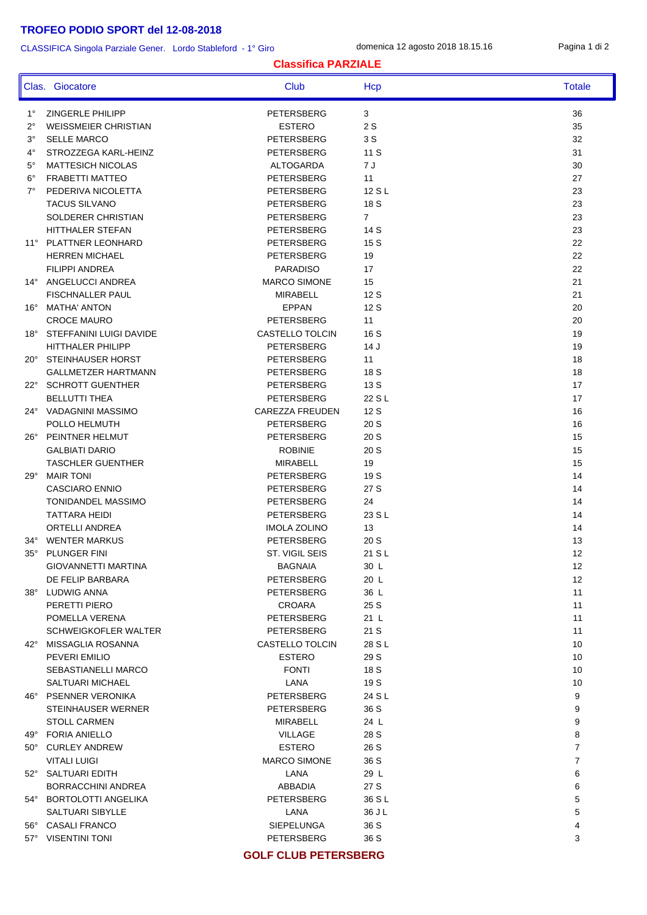# TROFEO PODIO SPORT del 12-08-2018

CLASSIFICA Singola Parziale Gener. Lordo Stableford - 1° Giro

domenica 12 agosto 2018 18.15.16

## Classifica PARZIALE

| Clas. | Giocatore | Club | Hcp | Totale |
|---|---|---|---|---|
| 1° | ZINGERLE PHILIPP | PETERSBERG | 3 | 36 |
| 2° | WEISSMEIER CHRISTIAN | ESTERO | 2 S | 35 |
| 3° | SELLE MARCO | PETERSBERG | 3 S | 32 |
| 4° | STROZZEGA KARL-HEINZ | PETERSBERG | 11 S | 31 |
| 5° | MATTESICH NICOLAS | ALTOGARDA | 7 J | 30 |
| 6° | FRABETTI MATTEO | PETERSBERG | 11 | 27 |
| 7° | PEDERIVA NICOLETTA | PETERSBERG | 12 S L | 23 |
| | TACUS SILVANO | PETERSBERG | 18 S | 23 |
| | SOLDERER CHRISTIAN | PETERSBERG | 7 | 23 |
| | HITTHALER STEFAN | PETERSBERG | 14 S | 23 |
| 11° | PLATTNER LEONHARD | PETERSBERG | 15 S | 22 |
| | HERREN MICHAEL | PETERSBERG | 19 | 22 |
| | FILIPPI ANDREA | PARADISO | 17 | 22 |
| 14° | ANGELUCCI ANDREA | MARCO SIMONE | 15 | 21 |
| | FISCHNALLER PAUL | MIRABELL | 12 S | 21 |
| 16° | MATHA' ANTON | EPPAN | 12 S | 20 |
| | CROCE MAURO | PETERSBERG | 11 | 20 |
| 18° | STEFFANINI LUIGI DAVIDE | CASTELLO TOLCIN | 16 S | 19 |
| | HITTHALER PHILIPP | PETERSBERG | 14 J | 19 |
| 20° | STEINHAUSER HORST | PETERSBERG | 11 | 18 |
| | GALLMETZER HARTMANN | PETERSBERG | 18 S | 18 |
| 22° | SCHROTT GUENTHER | PETERSBERG | 13 S | 17 |
| | BELLUTTI THEA | PETERSBERG | 22 S L | 17 |
| 24° | VADAGNINI MASSIMO | CAREZZA FREUDEN | 12 S | 16 |
| | POLLO HELMUTH | PETERSBERG | 20 S | 16 |
| 26° | PEINTNER HELMUT | PETERSBERG | 20 S | 15 |
| | GALBIATI DARIO | ROBINIE | 20 S | 15 |
| | TASCHLER GUENTHER | MIRABELL | 19 | 15 |
| 29° | MAIR TONI | PETERSBERG | 19 S | 14 |
| | CASCIARO ENNIO | PETERSBERG | 27 S | 14 |
| | TONIDANDEL MASSIMO | PETERSBERG | 24 | 14 |
| | TATTARA HEIDI | PETERSBERG | 23 S L | 14 |
| | ORTELLI ANDREA | IMOLA ZOLINO | 13 | 14 |
| 34° | WENTER MARKUS | PETERSBERG | 20 S | 13 |
| 35° | PLUNGER FINI | ST. VIGIL SEIS | 21 S L | 12 |
| | GIOVANNETTI MARTINA | BAGNAIA | 30 L | 12 |
| | DE FELIP BARBARA | PETERSBERG | 20 L | 12 |
| 38° | LUDWIG ANNA | PETERSBERG | 36 L | 11 |
| | PERETTI PIERO | CROARA | 25 S | 11 |
| | POMELLA VERENA | PETERSBERG | 21 L | 11 |
| | SCHWEIGKOFLER WALTER | PETERSBERG | 21 S | 11 |
| 42° | MISSAGLIA ROSANNA | CASTELLO TOLCIN | 28 S L | 10 |
| | PEVERI EMILIO | ESTERO | 29 S | 10 |
| | SEBASTIANELLI MARCO | FONTI | 18 S | 10 |
| | SALTUARI MICHAEL | LANA | 19 S | 10 |
| 46° | PSENNER VERONIKA | PETERSBERG | 24 S L | 9 |
| | STEINHAUSER WERNER | PETERSBERG | 36 S | 9 |
| | STOLL CARMEN | MIRABELL | 24 L | 9 |
| 49° | FORIA ANIELLO | VILLAGE | 28 S | 8 |
| 50° | CURLEY ANDREW | ESTERO | 26 S | 7 |
| | VITALI LUIGI | MARCO SIMONE | 36 S | 7 |
| 52° | SALTUARI EDITH | LANA | 29 L | 6 |
| | BORRACCHINI ANDREA | ABBADIA | 27 S | 6 |
| 54° | BORTOLOTTI ANGELIKA | PETERSBERG | 36 S L | 5 |
| | SALTUARI SIBYLLE | LANA | 36 J L | 5 |
| 56° | CASALI FRANCO | SIEPELUNGA | 36 S | 4 |
| 57° | VISENTINI TONI | PETERSBERG | 36 S | 3 |

**GOLF CLUB PETERSBERG**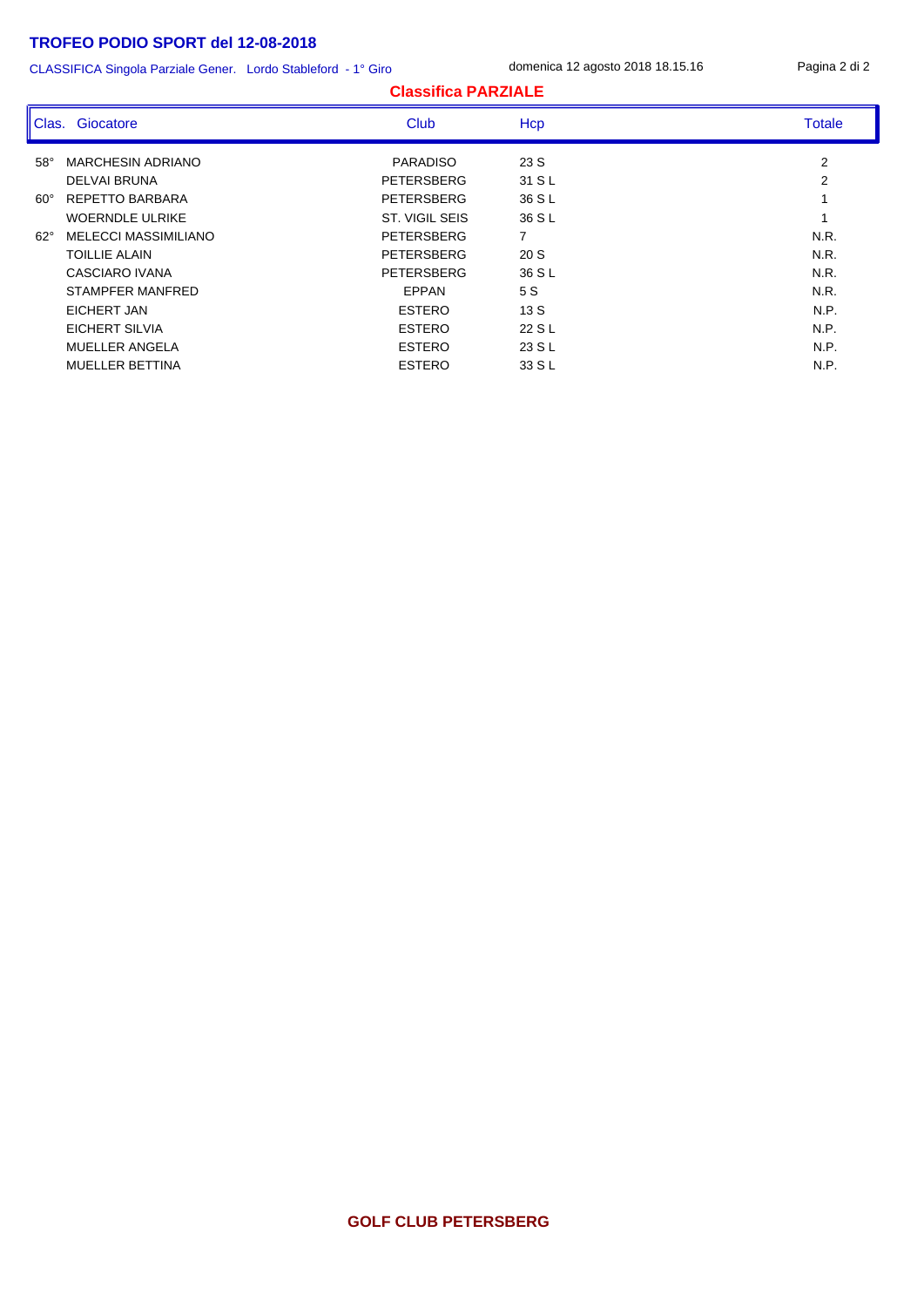# TROFEO PODIO SPORT del 12-08-2018

CLASSIFICA Singola Parziale Gener. Lordo Stableford - 1° Giro

domenica 12 agosto 2018 18.15.16

## Classifica PARZIALE

| Clas. | Giocatore | Club | Hcp | Totale |
|---|---|---|---|---|
| 58° | MARCHESIN ADRIANO | PARADISO | 23 S | 2 |
| | DELVAI BRUNA | PETERSBERG | 31 S L | 2 |
| 60° | REPETTO BARBARA | PETERSBERG | 36 S L | 1 |
| | WOERNDLE ULRIKE | ST. VIGIL SEIS | 36 S L | 1 |
| 62° | MELECCI MASSIMILIANO | PETERSBERG | 7 | N.R. |
| | TOILLIE ALAIN | PETERSBERG | 20 S | N.R. |
| | CASCIARO IVANA | PETERSBERG | 36 S L | N.R. |
| | STAMPFER MANFRED | EPPAN | 5 S | N.R. |
| | EICHERT JAN | ESTERO | 13 S | N.P. |
| | EICHERT SILVIA | ESTERO | 22 S L | N.P. |
| | MUELLER ANGELA | ESTERO | 23 S L | N.P. |
| | MUELLER BETTINA | ESTERO | 33 S L | N.P. |

**GOLF CLUB PETERSBERG**